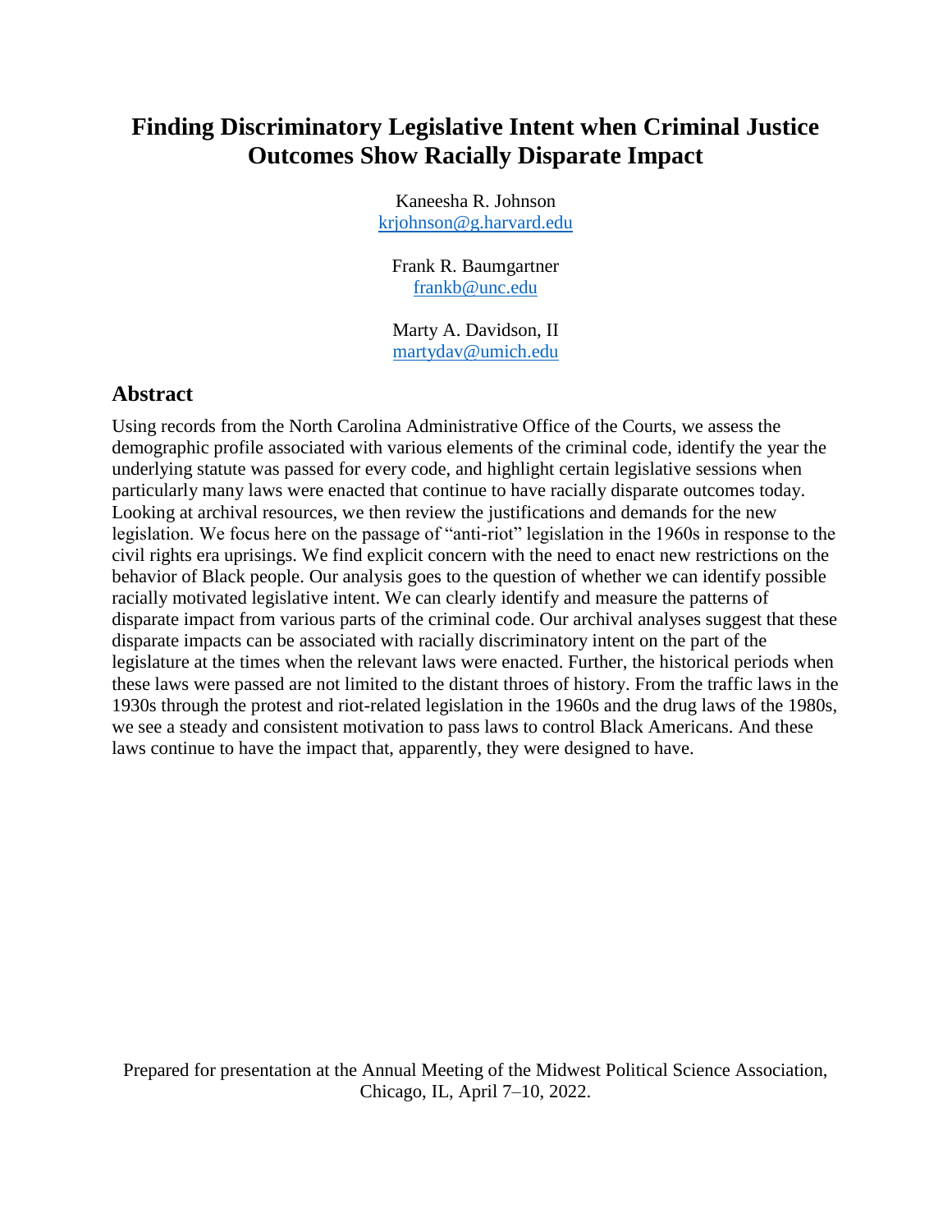# Finding Discriminatory Legislative Intent when Criminal Justice Outcomes Show Racially Disparate Impact

Kaneesha R. Johnson
krjohnson@g.harvard.edu

Frank R. Baumgartner
frankb@unc.edu

Marty A. Davidson, II
martydav@umich.edu

## Abstract

Using records from the North Carolina Administrative Office of the Courts, we assess the demographic profile associated with various elements of the criminal code, identify the year the underlying statute was passed for every code, and highlight certain legislative sessions when particularly many laws were enacted that continue to have racially disparate outcomes today. Looking at archival resources, we then review the justifications and demands for the new legislation. We focus here on the passage of "anti-riot" legislation in the 1960s in response to the civil rights era uprisings. We find explicit concern with the need to enact new restrictions on the behavior of Black people. Our analysis goes to the question of whether we can identify possible racially motivated legislative intent. We can clearly identify and measure the patterns of disparate impact from various parts of the criminal code. Our archival analyses suggest that these disparate impacts can be associated with racially discriminatory intent on the part of the legislature at the times when the relevant laws were enacted. Further, the historical periods when these laws were passed are not limited to the distant throes of history. From the traffic laws in the 1930s through the protest and riot-related legislation in the 1960s and the drug laws of the 1980s, we see a steady and consistent motivation to pass laws to control Black Americans. And these laws continue to have the impact that, apparently, they were designed to have.

Prepared for presentation at the Annual Meeting of the Midwest Political Science Association, Chicago, IL, April 7–10, 2022.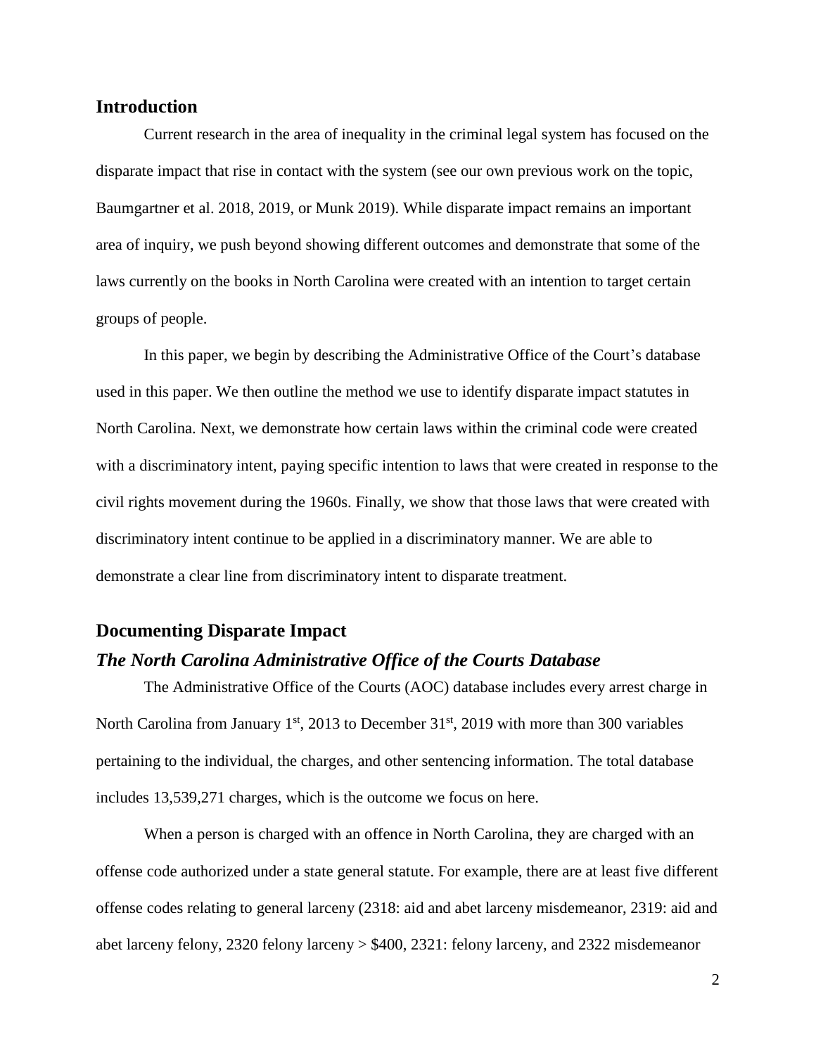## Introduction

Current research in the area of inequality in the criminal legal system has focused on the disparate impact that rise in contact with the system (see our own previous work on the topic, Baumgartner et al. 2018, 2019, or Munk 2019). While disparate impact remains an important area of inquiry, we push beyond showing different outcomes and demonstrate that some of the laws currently on the books in North Carolina were created with an intention to target certain groups of people.

In this paper, we begin by describing the Administrative Office of the Court's database used in this paper. We then outline the method we use to identify disparate impact statutes in North Carolina. Next, we demonstrate how certain laws within the criminal code were created with a discriminatory intent, paying specific intention to laws that were created in response to the civil rights movement during the 1960s. Finally, we show that those laws that were created with discriminatory intent continue to be applied in a discriminatory manner. We are able to demonstrate a clear line from discriminatory intent to disparate treatment.

## Documenting Disparate Impact

### *The North Carolina Administrative Office of the Courts Database*

The Administrative Office of the Courts (AOC) database includes every arrest charge in North Carolina from January 1st, 2013 to December 31st, 2019 with more than 300 variables pertaining to the individual, the charges, and other sentencing information. The total database includes 13,539,271 charges, which is the outcome we focus on here.

When a person is charged with an offence in North Carolina, they are charged with an offense code authorized under a state general statute. For example, there are at least five different offense codes relating to general larceny (2318: aid and abet larceny misdemeanor, 2319: aid and abet larceny felony, 2320 felony larceny > $400, 2321: felony larceny, and 2322 misdemeanor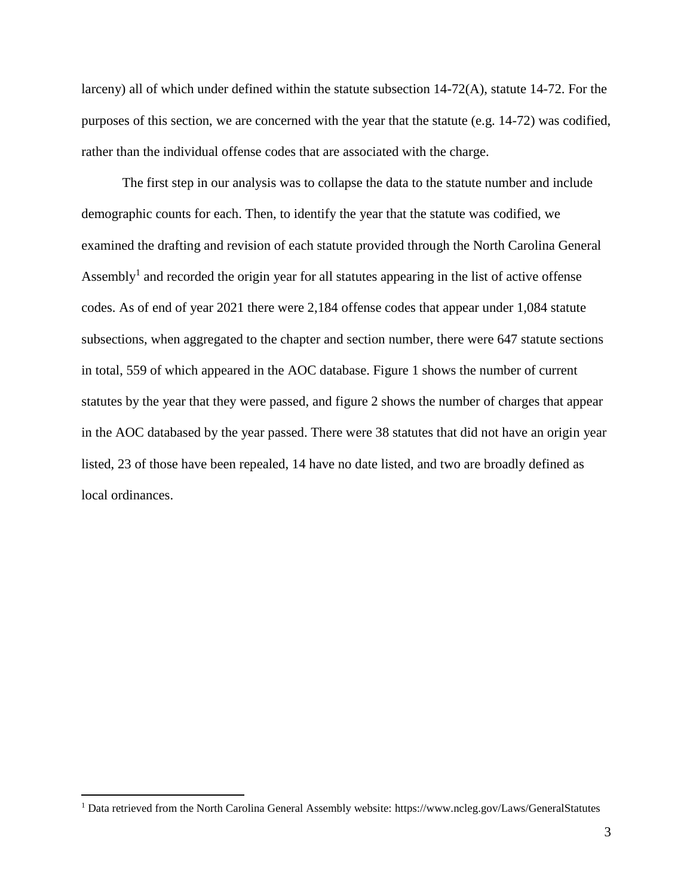larceny) all of which under defined within the statute subsection 14-72(A), statute 14-72. For the purposes of this section, we are concerned with the year that the statute (e.g. 14-72) was codified, rather than the individual offense codes that are associated with the charge.

The first step in our analysis was to collapse the data to the statute number and include demographic counts for each. Then, to identify the year that the statute was codified, we examined the drafting and revision of each statute provided through the North Carolina General Assembly[1] and recorded the origin year for all statutes appearing in the list of active offense codes. As of end of year 2021 there were 2,184 offense codes that appear under 1,084 statute subsections, when aggregated to the chapter and section number, there were 647 statute sections in total, 559 of which appeared in the AOC database. Figure 1 shows the number of current statutes by the year that they were passed, and figure 2 shows the number of charges that appear in the AOC databased by the year passed. There were 38 statutes that did not have an origin year listed, 23 of those have been repealed, 14 have no date listed, and two are broadly defined as local ordinances.

---

[1] Data retrieved from the North Carolina General Assembly website: https://www.ncleg.gov/Laws/GeneralStatutes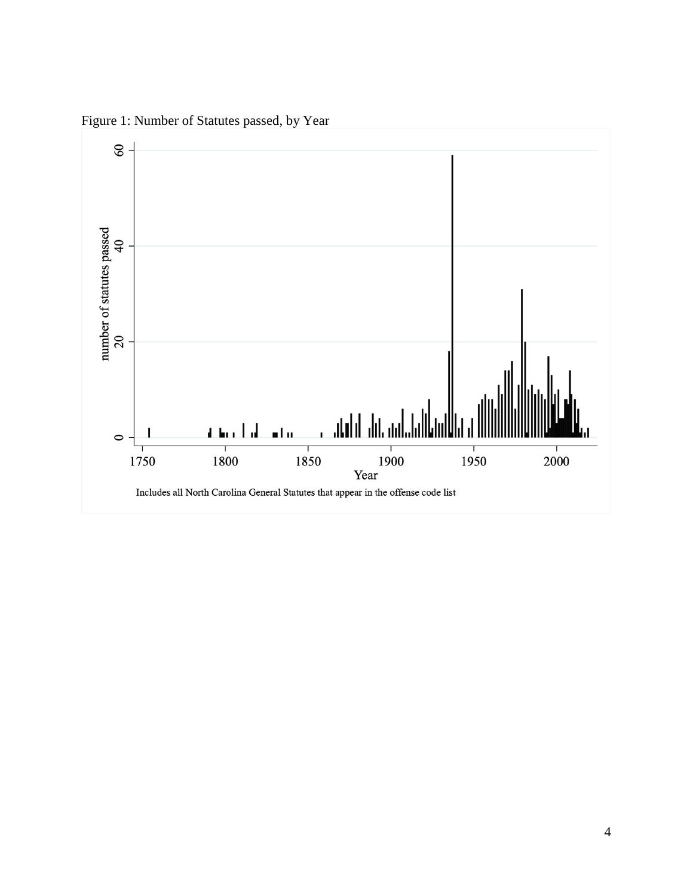Figure 1: Number of Statutes passed, by Year

Includes all North Carolina General Statutes that appear in the offense code list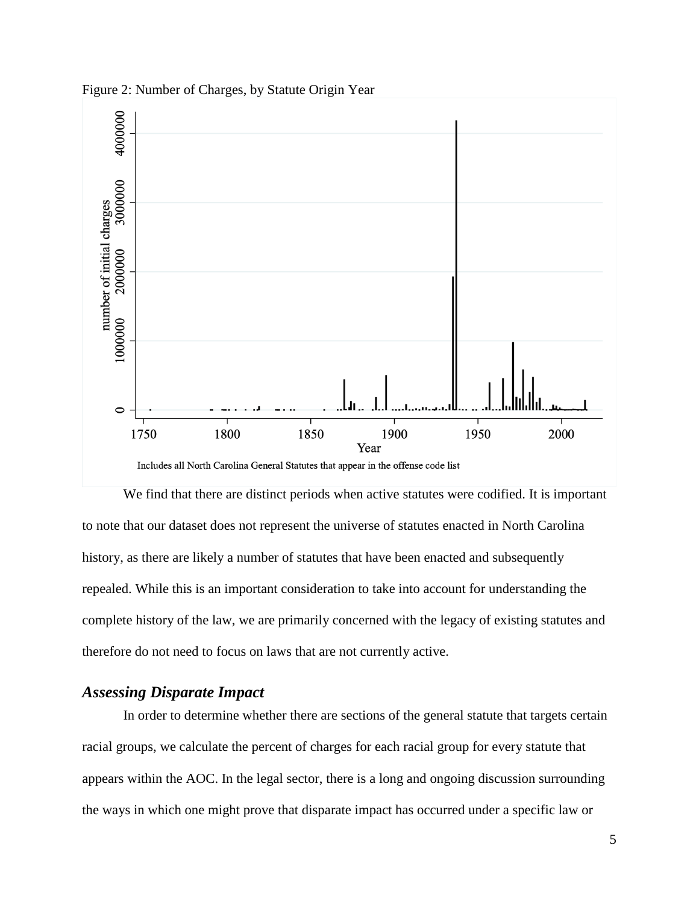Figure 2: Number of Charges, by Statute Origin Year

Includes all North Carolina General Statutes that appear in the offense code list

We find that there are distinct periods when active statutes were codified. It is important to note that our dataset does not represent the universe of statutes enacted in North Carolina history, as there are likely a number of statutes that have been enacted and subsequently repealed. While this is an important consideration to take into account for understanding the complete history of the law, we are primarily concerned with the legacy of existing statutes and therefore do not need to focus on laws that are not currently active.

### *Assessing Disparate Impact*

In order to determine whether there are sections of the general statute that targets certain racial groups, we calculate the percent of charges for each racial group for every statute that appears within the AOC. In the legal sector, there is a long and ongoing discussion surrounding the ways in which one might prove that disparate impact has occurred under a specific law or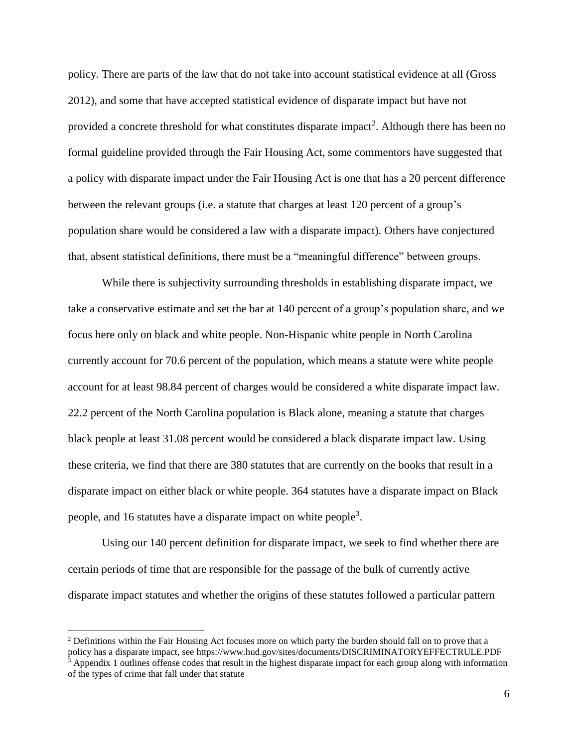policy. There are parts of the law that do not take into account statistical evidence at all (Gross 2012), and some that have accepted statistical evidence of disparate impact but have not provided a concrete threshold for what constitutes disparate impact[2]. Although there has been no formal guideline provided through the Fair Housing Act, some commentors have suggested that a policy with disparate impact under the Fair Housing Act is one that has a 20 percent difference between the relevant groups (i.e. a statute that charges at least 120 percent of a group's population share would be considered a law with a disparate impact). Others have conjectured that, absent statistical definitions, there must be a "meaningful difference" between groups.

While there is subjectivity surrounding thresholds in establishing disparate impact, we take a conservative estimate and set the bar at 140 percent of a group's population share, and we focus here only on black and white people. Non-Hispanic white people in North Carolina currently account for 70.6 percent of the population, which means a statute were white people account for at least 98.84 percent of charges would be considered a white disparate impact law. 22.2 percent of the North Carolina population is Black alone, meaning a statute that charges black people at least 31.08 percent would be considered a black disparate impact law. Using these criteria, we find that there are 380 statutes that are currently on the books that result in a disparate impact on either black or white people. 364 statutes have a disparate impact on Black people, and 16 statutes have a disparate impact on white people[3].

Using our 140 percent definition for disparate impact, we seek to find whether there are certain periods of time that are responsible for the passage of the bulk of currently active disparate impact statutes and whether the origins of these statutes followed a particular pattern

---

[2] Definitions within the Fair Housing Act focuses more on which party the burden should fall on to prove that a policy has a disparate impact, see https://www.hud.gov/sites/documents/DISCRIMINATORYEFFECTRULE.PDF

[3] Appendix 1 outlines offense codes that result in the highest disparate impact for each group along with information of the types of crime that fall under that statute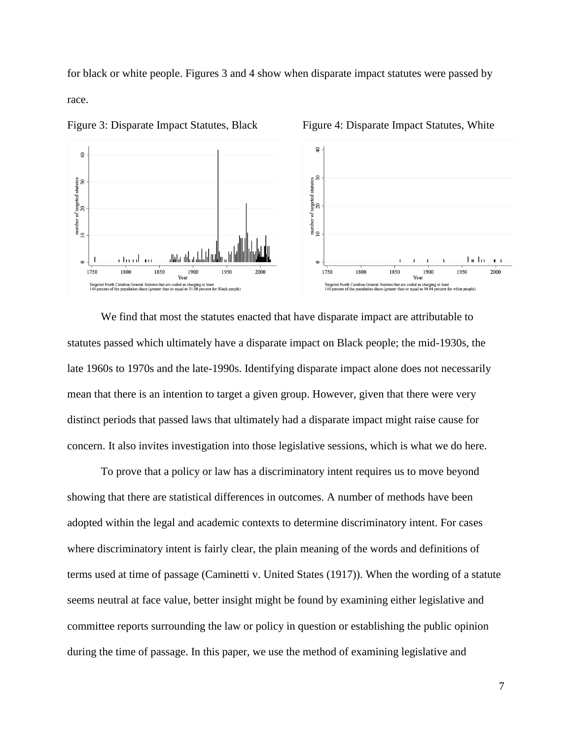for black or white people. Figures 3 and 4 show when disparate impact statutes were passed by race.

Figure 3: Disparate Impact Statutes, Black

Figure 4: Disparate Impact Statutes, White

We find that most the statutes enacted that have disparate impact are attributable to statutes passed which ultimately have a disparate impact on Black people; the mid-1930s, the late 1960s to 1970s and the late-1990s. Identifying disparate impact alone does not necessarily mean that there is an intention to target a given group. However, given that there were very distinct periods that passed laws that ultimately had a disparate impact might raise cause for concern. It also invites investigation into those legislative sessions, which is what we do here.

To prove that a policy or law has a discriminatory intent requires us to move beyond showing that there are statistical differences in outcomes. A number of methods have been adopted within the legal and academic contexts to determine discriminatory intent. For cases where discriminatory intent is fairly clear, the plain meaning of the words and definitions of terms used at time of passage (Caminetti v. United States (1917)). When the wording of a statute seems neutral at face value, better insight might be found by examining either legislative and committee reports surrounding the law or policy in question or establishing the public opinion during the time of passage. In this paper, we use the method of examining legislative and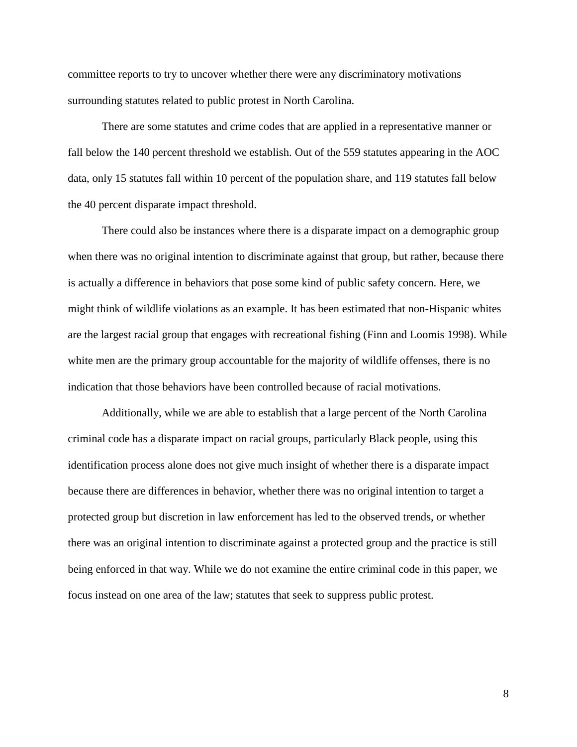committee reports to try to uncover whether there were any discriminatory motivations surrounding statutes related to public protest in North Carolina.

There are some statutes and crime codes that are applied in a representative manner or fall below the 140 percent threshold we establish. Out of the 559 statutes appearing in the AOC data, only 15 statutes fall within 10 percent of the population share, and 119 statutes fall below the 40 percent disparate impact threshold.

There could also be instances where there is a disparate impact on a demographic group when there was no original intention to discriminate against that group, but rather, because there is actually a difference in behaviors that pose some kind of public safety concern. Here, we might think of wildlife violations as an example. It has been estimated that non-Hispanic whites are the largest racial group that engages with recreational fishing (Finn and Loomis 1998). While white men are the primary group accountable for the majority of wildlife offenses, there is no indication that those behaviors have been controlled because of racial motivations.

Additionally, while we are able to establish that a large percent of the North Carolina criminal code has a disparate impact on racial groups, particularly Black people, using this identification process alone does not give much insight of whether there is a disparate impact because there are differences in behavior, whether there was no original intention to target a protected group but discretion in law enforcement has led to the observed trends, or whether there was an original intention to discriminate against a protected group and the practice is still being enforced in that way. While we do not examine the entire criminal code in this paper, we focus instead on one area of the law; statutes that seek to suppress public protest.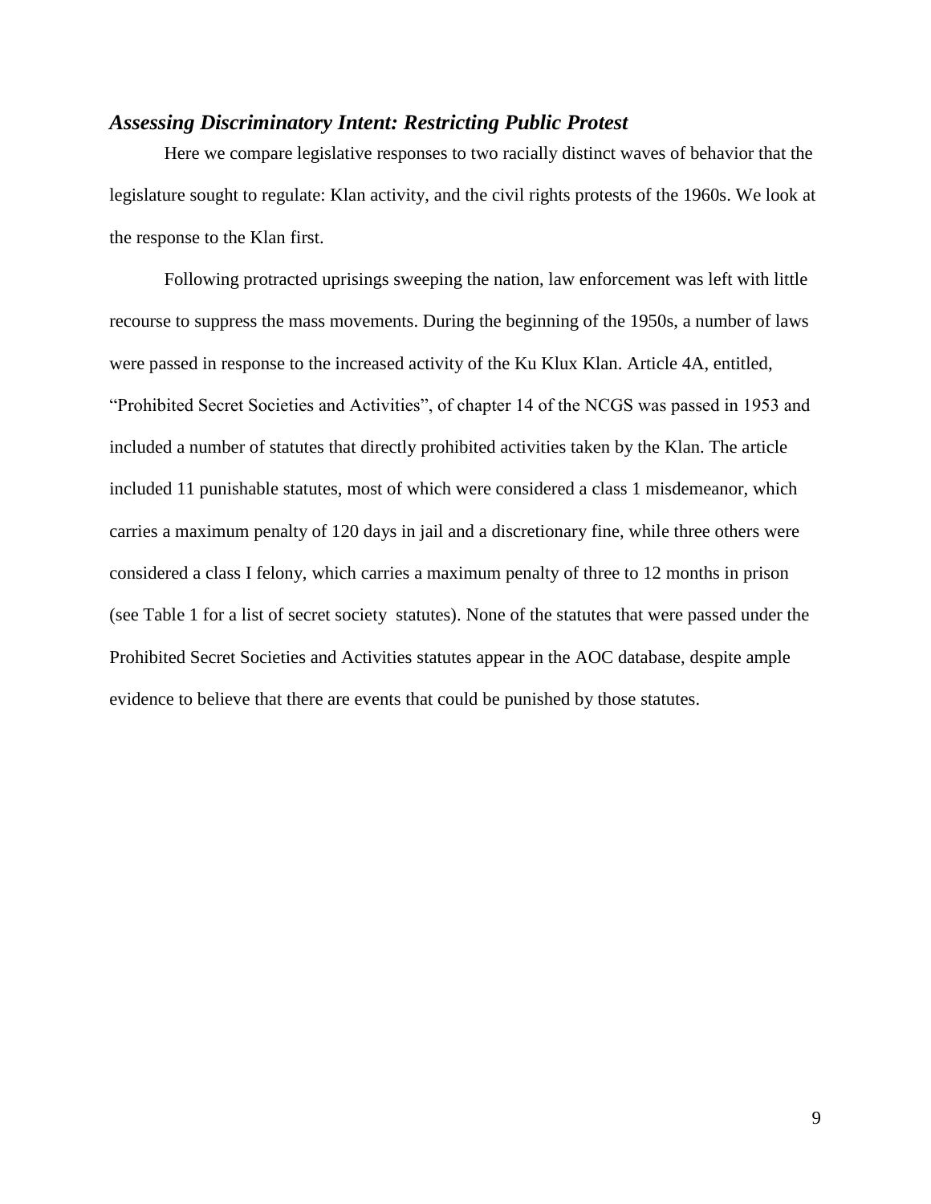### *Assessing Discriminatory Intent: Restricting Public Protest*

Here we compare legislative responses to two racially distinct waves of behavior that the legislature sought to regulate: Klan activity, and the civil rights protests of the 1960s. We look at the response to the Klan first.

Following protracted uprisings sweeping the nation, law enforcement was left with little recourse to suppress the mass movements. During the beginning of the 1950s, a number of laws were passed in response to the increased activity of the Ku Klux Klan. Article 4A, entitled, "Prohibited Secret Societies and Activities", of chapter 14 of the NCGS was passed in 1953 and included a number of statutes that directly prohibited activities taken by the Klan. The article included 11 punishable statutes, most of which were considered a class 1 misdemeanor, which carries a maximum penalty of 120 days in jail and a discretionary fine, while three others were considered a class I felony, which carries a maximum penalty of three to 12 months in prison (see Table 1 for a list of secret society statutes). None of the statutes that were passed under the Prohibited Secret Societies and Activities statutes appear in the AOC database, despite ample evidence to believe that there are events that could be punished by those statutes.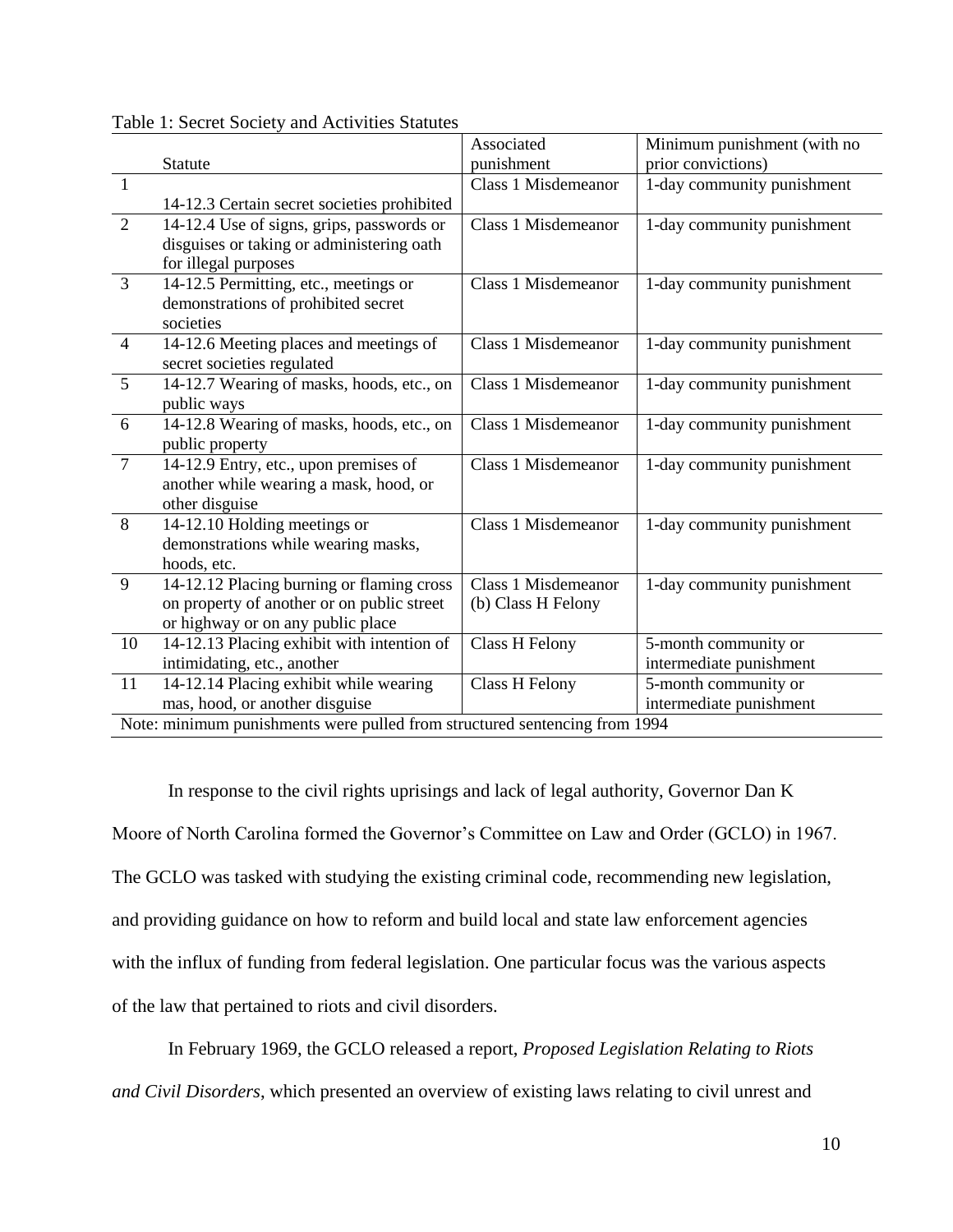Table 1: Secret Society and Activities Statutes

| | Statute | Associated punishment | Minimum punishment (with no prior convictions) |
|---|---|---|---|
| 1 | 14-12.3 Certain secret societies prohibited | Class 1 Misdemeanor | 1-day community punishment |
| 2 | 14-12.4 Use of signs, grips, passwords or disguises or taking or administering oath for illegal purposes | Class 1 Misdemeanor | 1-day community punishment |
| 3 | 14-12.5 Permitting, etc., meetings or demonstrations of prohibited secret societies | Class 1 Misdemeanor | 1-day community punishment |
| 4 | 14-12.6 Meeting places and meetings of secret societies regulated | Class 1 Misdemeanor | 1-day community punishment |
| 5 | 14-12.7 Wearing of masks, hoods, etc., on public ways | Class 1 Misdemeanor | 1-day community punishment |
| 6 | 14-12.8 Wearing of masks, hoods, etc., on public property | Class 1 Misdemeanor | 1-day community punishment |
| 7 | 14-12.9 Entry, etc., upon premises of another while wearing a mask, hood, or other disguise | Class 1 Misdemeanor | 1-day community punishment |
| 8 | 14-12.10 Holding meetings or demonstrations while wearing masks, hoods, etc. | Class 1 Misdemeanor | 1-day community punishment |
| 9 | 14-12.12 Placing burning or flaming cross on property of another or on public street or highway or on any public place | Class 1 Misdemeanor (b) Class H Felony | 1-day community punishment |
| 10 | 14-12.13 Placing exhibit with intention of intimidating, etc., another | Class H Felony | 5-month community or intermediate punishment |
| 11 | 14-12.14 Placing exhibit while wearing mas, hood, or another disguise | Class H Felony | 5-month community or intermediate punishment |

Note: minimum punishments were pulled from structured sentencing from 1994

In response to the civil rights uprisings and lack of legal authority, Governor Dan K Moore of North Carolina formed the Governor's Committee on Law and Order (GCLO) in 1967. The GCLO was tasked with studying the existing criminal code, recommending new legislation, and providing guidance on how to reform and build local and state law enforcement agencies with the influx of funding from federal legislation. One particular focus was the various aspects of the law that pertained to riots and civil disorders.

In February 1969, the GCLO released a report, *Proposed Legislation Relating to Riots and Civil Disorders*, which presented an overview of existing laws relating to civil unrest and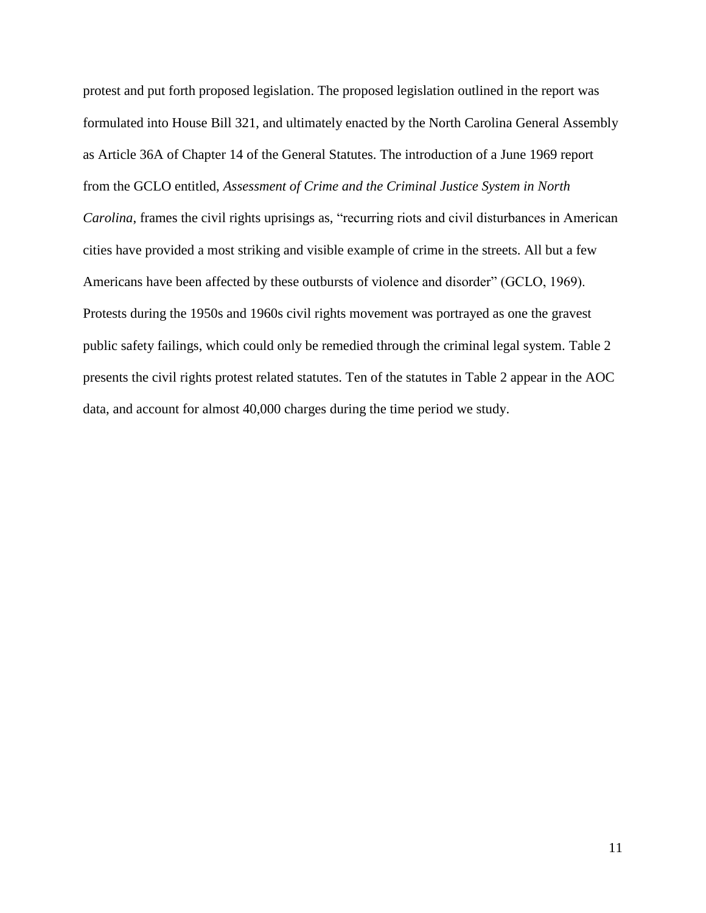protest and put forth proposed legislation. The proposed legislation outlined in the report was formulated into House Bill 321, and ultimately enacted by the North Carolina General Assembly as Article 36A of Chapter 14 of the General Statutes. The introduction of a June 1969 report from the GCLO entitled, *Assessment of Crime and the Criminal Justice System in North Carolina*, frames the civil rights uprisings as, "recurring riots and civil disturbances in American cities have provided a most striking and visible example of crime in the streets. All but a few Americans have been affected by these outbursts of violence and disorder" (GCLO, 1969). Protests during the 1950s and 1960s civil rights movement was portrayed as one the gravest public safety failings, which could only be remedied through the criminal legal system. Table 2 presents the civil rights protest related statutes. Ten of the statutes in Table 2 appear in the AOC data, and account for almost 40,000 charges during the time period we study.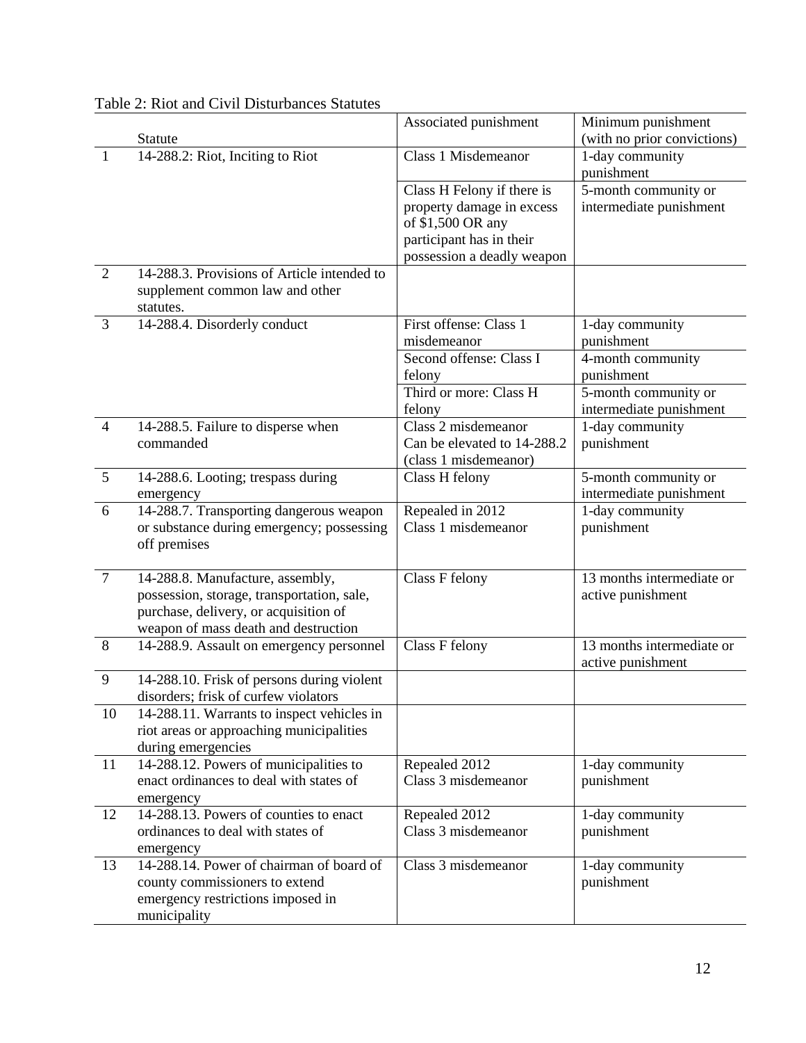Table 2: Riot and Civil Disturbances Statutes

| | Statute | Associated punishment | Minimum punishment (with no prior convictions) |
|---|---|---|---|
| 1 | 14-288.2: Riot, Inciting to Riot | Class 1 Misdemeanor | 1-day community punishment |
| | | Class H Felony if there is property damage in excess of $1,500 OR any participant has in their possession a deadly weapon | 5-month community or intermediate punishment |
| 2 | 14-288.3. Provisions of Article intended to supplement common law and other statutes. | | |
| 3 | 14-288.4. Disorderly conduct | First offense: Class 1 misdemeanor | 1-day community punishment |
| | | Second offense: Class I felony | 4-month community punishment |
| | | Third or more: Class H felony | 5-month community or intermediate punishment |
| 4 | 14-288.5. Failure to disperse when commanded | Class 2 misdemeanor Can be elevated to 14-288.2 (class 1 misdemeanor) | 1-day community punishment |
| 5 | 14-288.6. Looting; trespass during emergency | Class H felony | 5-month community or intermediate punishment |
| 6 | 14-288.7. Transporting dangerous weapon or substance during emergency; possessing off premises | Repealed in 2012 Class 1 misdemeanor | 1-day community punishment |
| 7 | 14-288.8. Manufacture, assembly, possession, storage, transportation, sale, purchase, delivery, or acquisition of weapon of mass death and destruction | Class F felony | 13 months intermediate or active punishment |
| 8 | 14-288.9. Assault on emergency personnel | Class F felony | 13 months intermediate or active punishment |
| 9 | 14-288.10. Frisk of persons during violent disorders; frisk of curfew violators | | |
| 10 | 14-288.11. Warrants to inspect vehicles in riot areas or approaching municipalities during emergencies | | |
| 11 | 14-288.12. Powers of municipalities to enact ordinances to deal with states of emergency | Repealed 2012 Class 3 misdemeanor | 1-day community punishment |
| 12 | 14-288.13. Powers of counties to enact ordinances to deal with states of emergency | Repealed 2012 Class 3 misdemeanor | 1-day community punishment |
| 13 | 14-288.14. Power of chairman of board of county commissioners to extend emergency restrictions imposed in municipality | Class 3 misdemeanor | 1-day community punishment |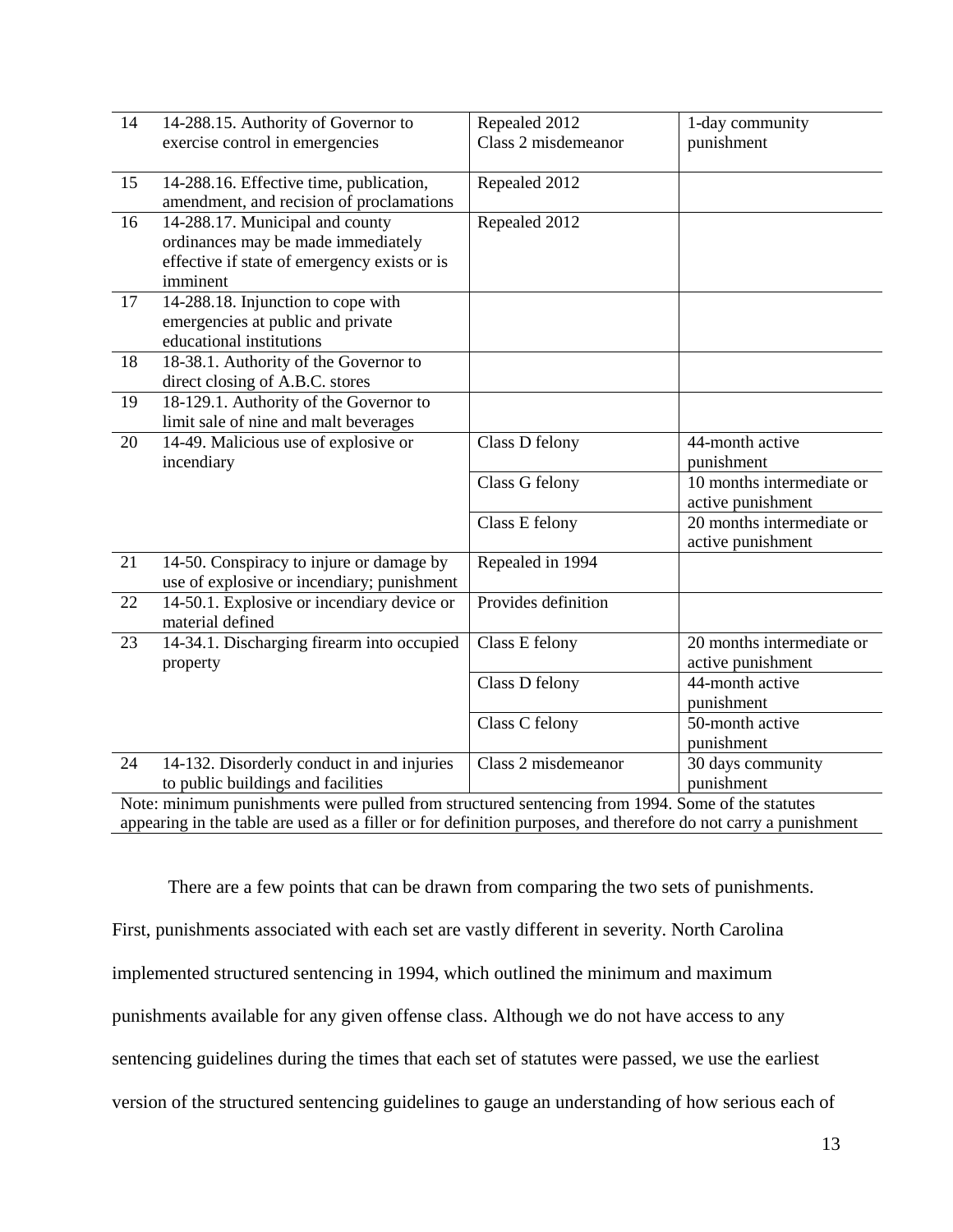| | | | |
|---|---|---|---|
| 14 | 14-288.15. Authority of Governor to exercise control in emergencies | Repealed 2012<br>Class 2 misdemeanor | 1-day community punishment |
| 15 | 14-288.16. Effective time, publication, amendment, and recision of proclamations | Repealed 2012 | |
| 16 | 14-288.17. Municipal and county ordinances may be made immediately effective if state of emergency exists or is imminent | Repealed 2012 | |
| 17 | 14-288.18. Injunction to cope with emergencies at public and private educational institutions | | |
| 18 | 18-38.1. Authority of the Governor to direct closing of A.B.C. stores | | |
| 19 | 18-129.1. Authority of the Governor to limit sale of nine and malt beverages | | |
| 20 | 14-49. Malicious use of explosive or incendiary | Class D felony | 44-month active punishment |
| | | Class G felony | 10 months intermediate or active punishment |
| | | Class E felony | 20 months intermediate or active punishment |
| 21 | 14-50. Conspiracy to injure or damage by use of explosive or incendiary; punishment | Repealed in 1994 | |
| 22 | 14-50.1. Explosive or incendiary device or material defined | Provides definition | |
| 23 | 14-34.1. Discharging firearm into occupied property | Class E felony | 20 months intermediate or active punishment |
| | | Class D felony | 44-month active punishment |
| | | Class C felony | 50-month active punishment |
| 24 | 14-132. Disorderly conduct in and injuries to public buildings and facilities | Class 2 misdemeanor | 30 days community punishment |

Note: minimum punishments were pulled from structured sentencing from 1994. Some of the statutes appearing in the table are used as a filler or for definition purposes, and therefore do not carry a punishment

There are a few points that can be drawn from comparing the two sets of punishments. First, punishments associated with each set are vastly different in severity. North Carolina implemented structured sentencing in 1994, which outlined the minimum and maximum punishments available for any given offense class. Although we do not have access to any sentencing guidelines during the times that each set of statutes were passed, we use the earliest version of the structured sentencing guidelines to gauge an understanding of how serious each of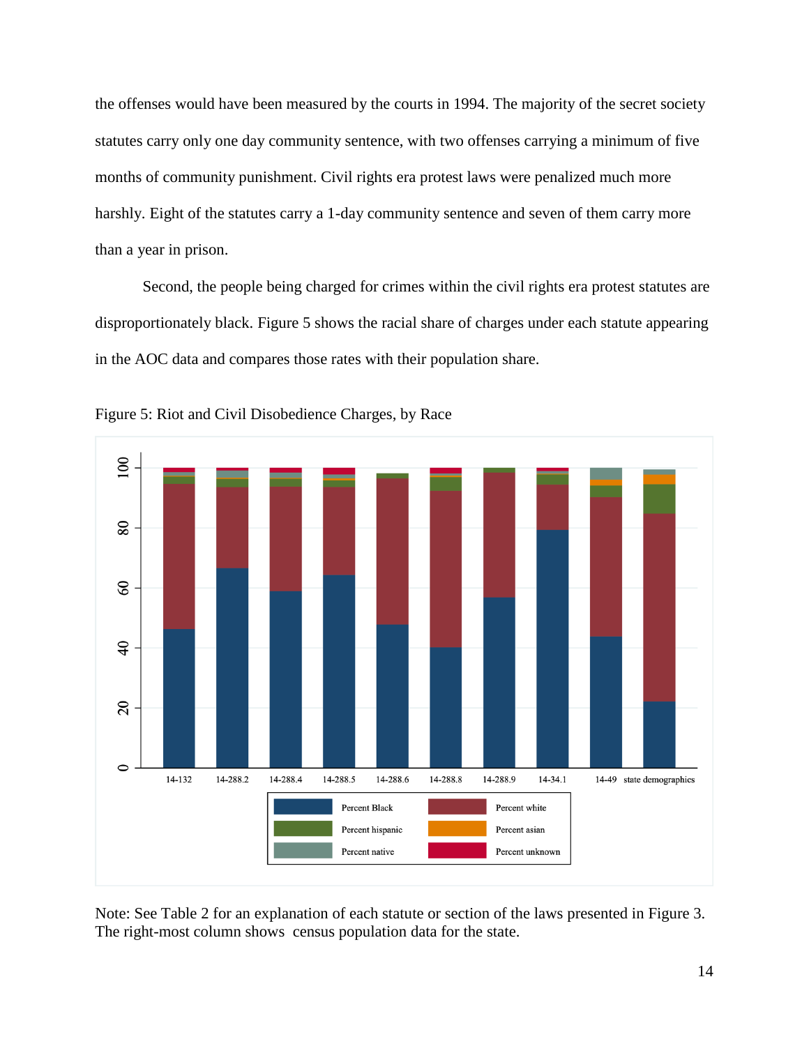the offenses would have been measured by the courts in 1994. The majority of the secret society statutes carry only one day community sentence, with two offenses carrying a minimum of five months of community punishment. Civil rights era protest laws were penalized much more harshly. Eight of the statutes carry a 1-day community sentence and seven of them carry more than a year in prison.

Second, the people being charged for crimes within the civil rights era protest statutes are disproportionately black. Figure 5 shows the racial share of charges under each statute appearing in the AOC data and compares those rates with their population share.

Figure 5: Riot and Civil Disobedience Charges, by Race

Note: See Table 2 for an explanation of each statute or section of the laws presented in Figure 3. The right-most column shows census population data for the state.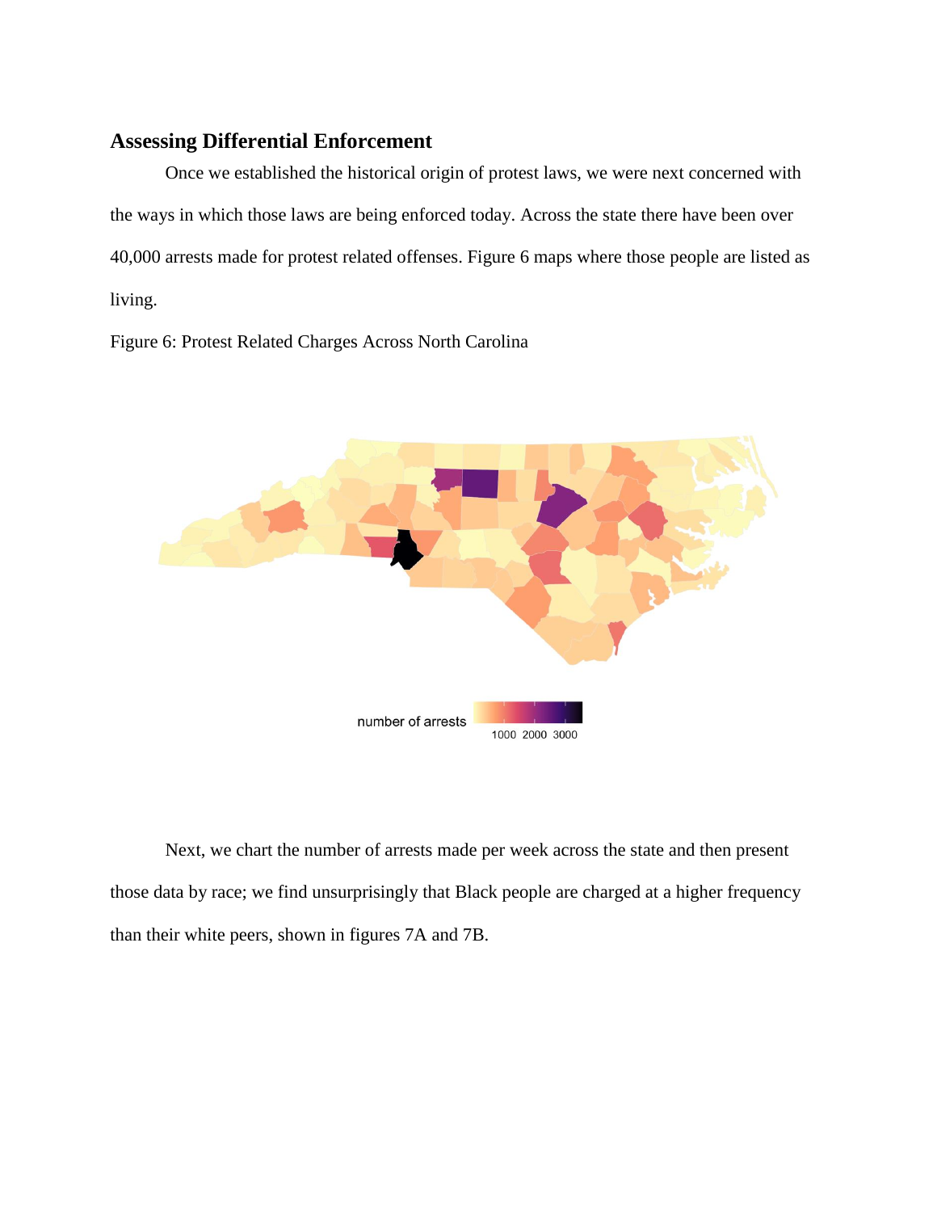### Assessing Differential Enforcement

Once we established the historical origin of protest laws, we were next concerned with the ways in which those laws are being enforced today. Across the state there have been over 40,000 arrests made for protest related offenses. Figure 6 maps where those people are listed as living.

Figure 6: Protest Related Charges Across North Carolina

Next, we chart the number of arrests made per week across the state and then present those data by race; we find unsurprisingly that Black people are charged at a higher frequency than their white peers, shown in figures 7A and 7B.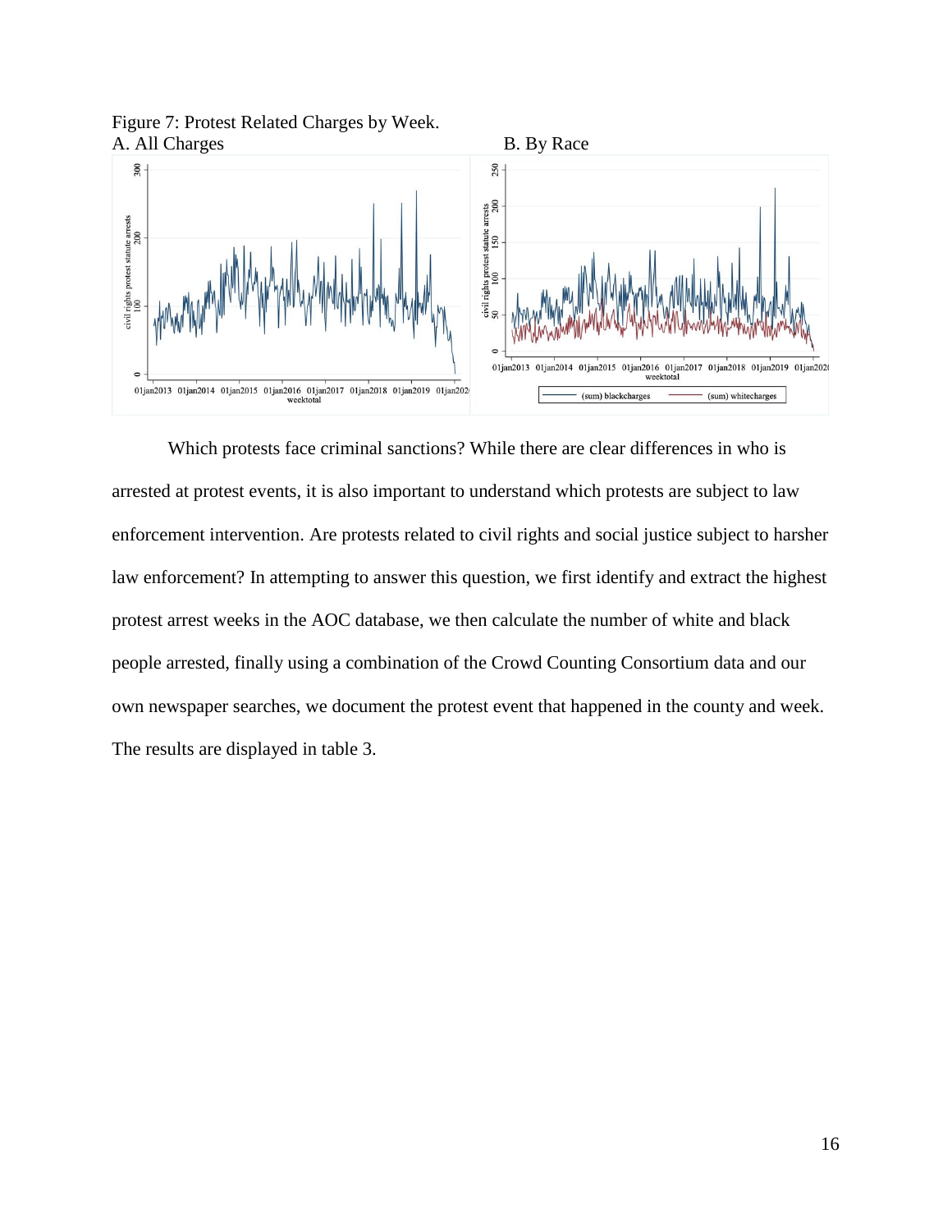Figure 7: Protest Related Charges by Week.

A. All Charges

B. By Race

Which protests face criminal sanctions? While there are clear differences in who is arrested at protest events, it is also important to understand which protests are subject to law enforcement intervention. Are protests related to civil rights and social justice subject to harsher law enforcement? In attempting to answer this question, we first identify and extract the highest protest arrest weeks in the AOC database, we then calculate the number of white and black people arrested, finally using a combination of the Crowd Counting Consortium data and our own newspaper searches, we document the protest event that happened in the county and week. The results are displayed in table 3.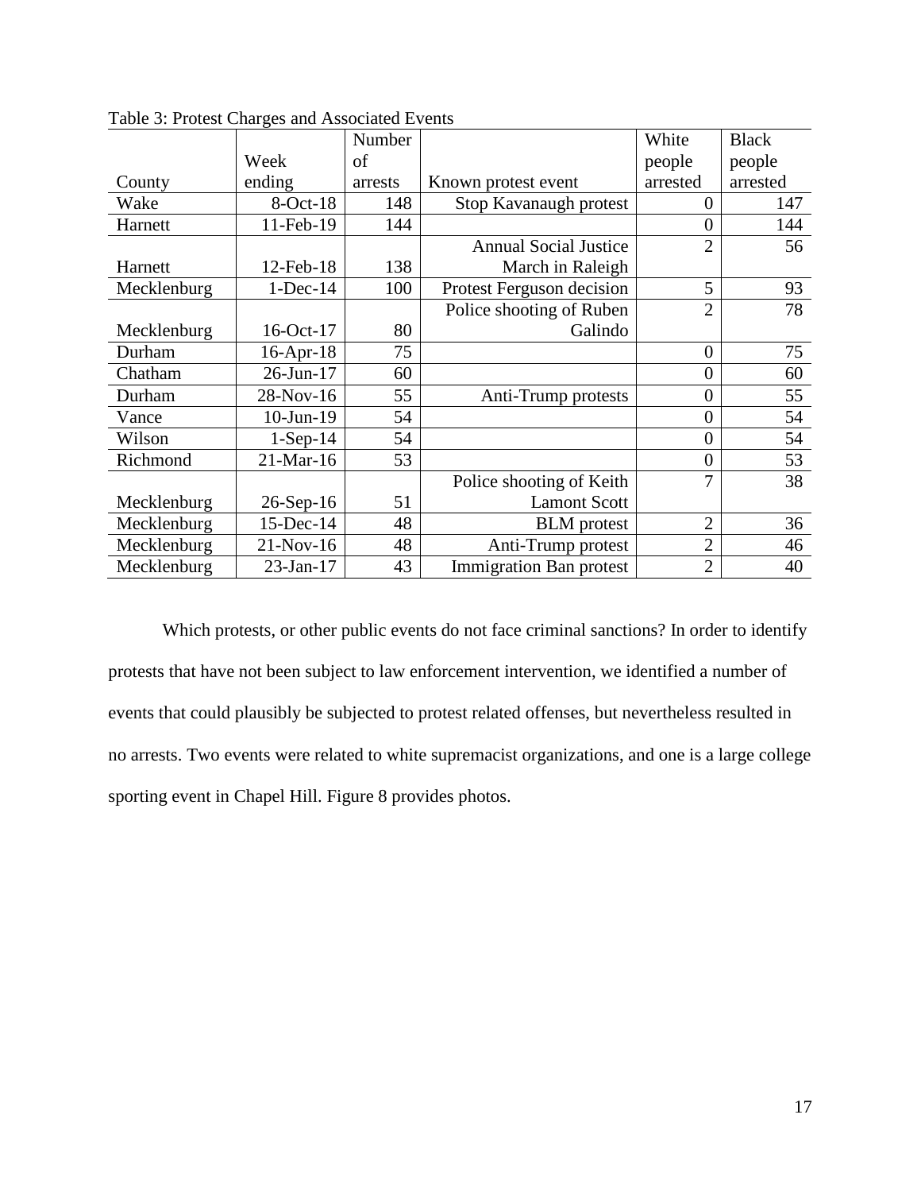Table 3: Protest Charges and Associated Events

| County | Week ending | Number of arrests | Known protest event | White people arrested | Black people arrested |
|---|---|---|---|---|---|
| Wake | 8-Oct-18 | 148 | Stop Kavanaugh protest | 0 | 147 |
| Harnett | 11-Feb-19 | 144 | | 0 | 144 |
| Harnett | 12-Feb-18 | 138 | Annual Social Justice March in Raleigh | 2 | 56 |
| Mecklenburg | 1-Dec-14 | 100 | Protest Ferguson decision | 5 | 93 |
| Mecklenburg | 16-Oct-17 | 80 | Police shooting of Ruben Galindo | 2 | 78 |
| Durham | 16-Apr-18 | 75 | | 0 | 75 |
| Chatham | 26-Jun-17 | 60 | | 0 | 60 |
| Durham | 28-Nov-16 | 55 | Anti-Trump protests | 0 | 55 |
| Vance | 10-Jun-19 | 54 | | 0 | 54 |
| Wilson | 1-Sep-14 | 54 | | 0 | 54 |
| Richmond | 21-Mar-16 | 53 | | 0 | 53 |
| Mecklenburg | 26-Sep-16 | 51 | Police shooting of Keith Lamont Scott | 7 | 38 |
| Mecklenburg | 15-Dec-14 | 48 | BLM protest | 2 | 36 |
| Mecklenburg | 21-Nov-16 | 48 | Anti-Trump protest | 2 | 46 |
| Mecklenburg | 23-Jan-17 | 43 | Immigration Ban protest | 2 | 40 |

Which protests, or other public events do not face criminal sanctions? In order to identify protests that have not been subject to law enforcement intervention, we identified a number of events that could plausibly be subjected to protest related offenses, but nevertheless resulted in no arrests. Two events were related to white supremacist organizations, and one is a large college sporting event in Chapel Hill. Figure 8 provides photos.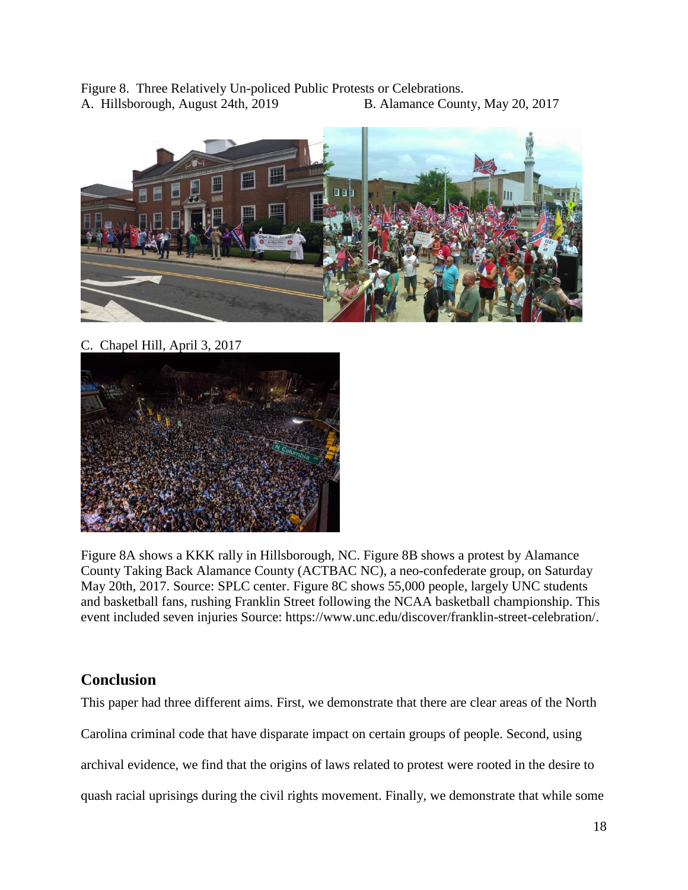Figure 8. Three Relatively Un-policed Public Protests or Celebrations.

A. Hillsborough, August 24th, 2019

B. Alamance County, May 20, 2017

C. Chapel Hill, April 3, 2017

Figure 8A shows a KKK rally in Hillsborough, NC. Figure 8B shows a protest by Alamance County Taking Back Alamance County (ACTBAC NC), a neo-confederate group, on Saturday May 20th, 2017. Source: SPLC center. Figure 8C shows 55,000 people, largely UNC students and basketball fans, rushing Franklin Street following the NCAA basketball championship. This event included seven injuries Source: https://www.unc.edu/discover/franklin-street-celebration/.

## Conclusion

This paper had three different aims. First, we demonstrate that there are clear areas of the North Carolina criminal code that have disparate impact on certain groups of people. Second, using archival evidence, we find that the origins of laws related to protest were rooted in the desire to quash racial uprisings during the civil rights movement. Finally, we demonstrate that while some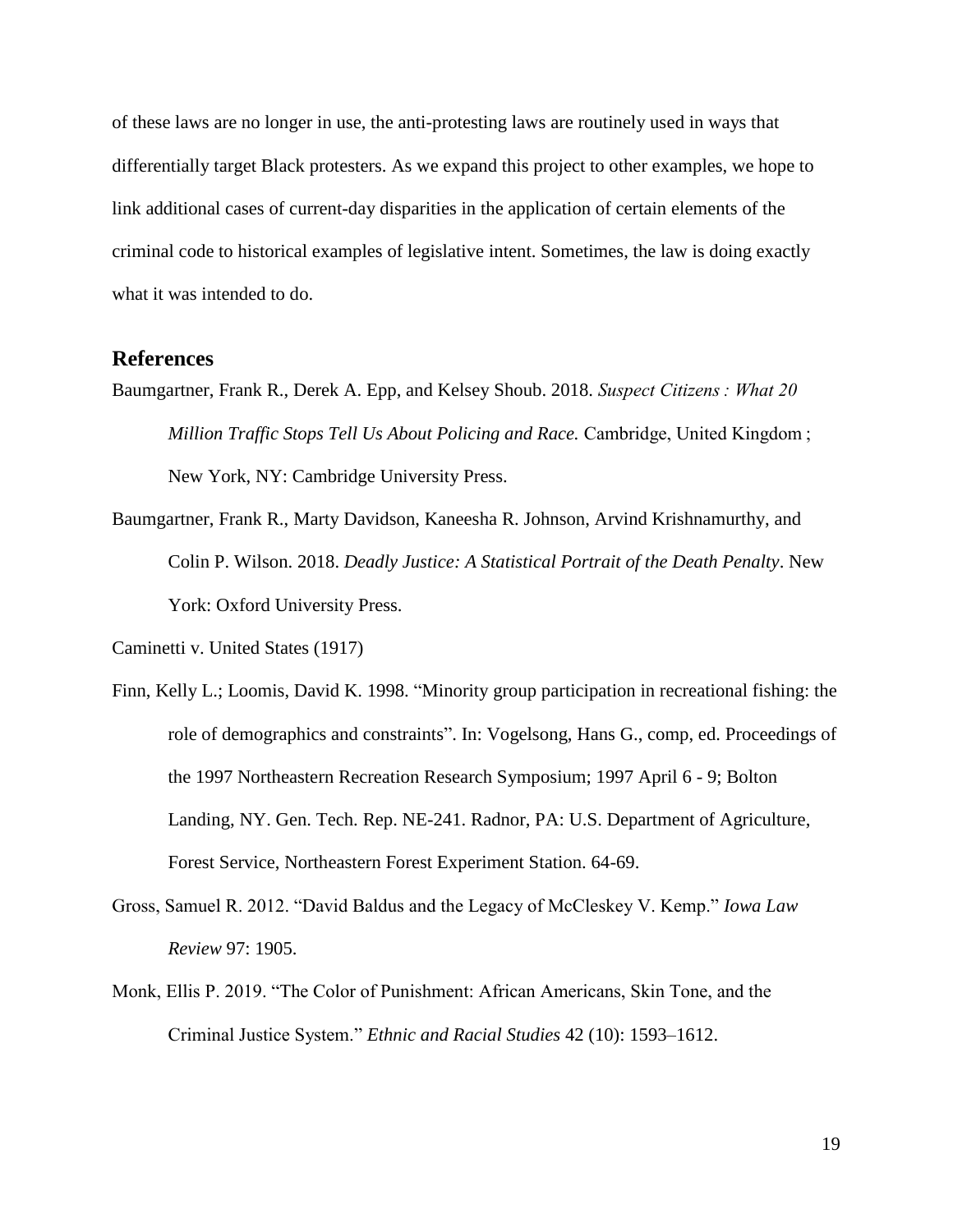of these laws are no longer in use, the anti-protesting laws are routinely used in ways that differentially target Black protesters. As we expand this project to other examples, we hope to link additional cases of current-day disparities in the application of certain elements of the criminal code to historical examples of legislative intent. Sometimes, the law is doing exactly what it was intended to do.

## References

Baumgartner, Frank R., Derek A. Epp, and Kelsey Shoub. 2018. *Suspect Citizens : What 20 Million Traffic Stops Tell Us About Policing and Race.* Cambridge, United Kingdom ; New York, NY: Cambridge University Press.

Baumgartner, Frank R., Marty Davidson, Kaneesha R. Johnson, Arvind Krishnamurthy, and Colin P. Wilson. 2018. *Deadly Justice: A Statistical Portrait of the Death Penalty*. New York: Oxford University Press.

Caminetti v. United States (1917)

Finn, Kelly L.; Loomis, David K. 1998. "Minority group participation in recreational fishing: the role of demographics and constraints". In: Vogelsong, Hans G., comp, ed. Proceedings of the 1997 Northeastern Recreation Research Symposium; 1997 April 6 - 9; Bolton Landing, NY. Gen. Tech. Rep. NE-241. Radnor, PA: U.S. Department of Agriculture, Forest Service, Northeastern Forest Experiment Station. 64-69.

Gross, Samuel R. 2012. "David Baldus and the Legacy of McCleskey V. Kemp." *Iowa Law Review* 97: 1905.

Monk, Ellis P. 2019. "The Color of Punishment: African Americans, Skin Tone, and the Criminal Justice System." *Ethnic and Racial Studies* 42 (10): 1593–1612.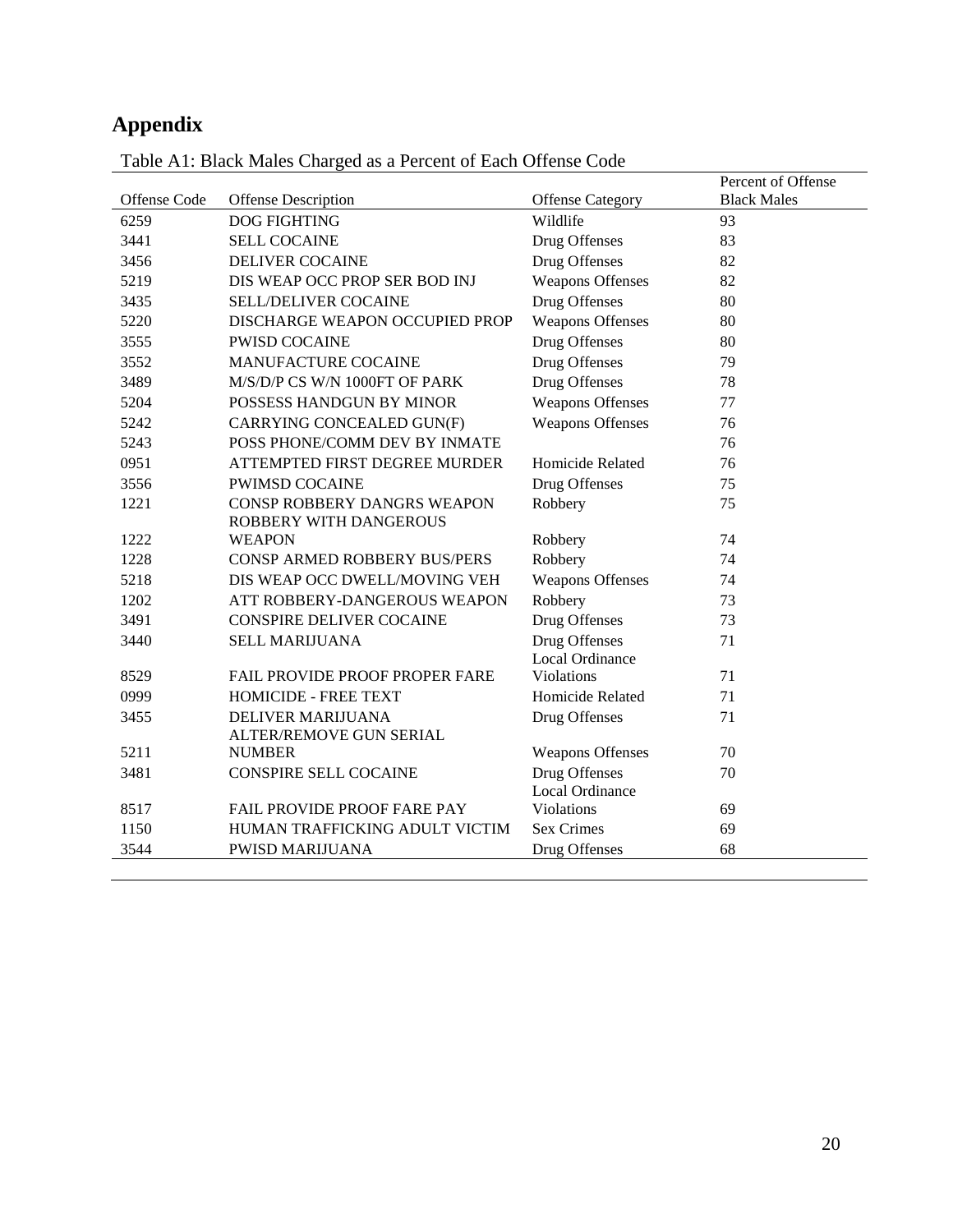# Appendix

Table A1: Black Males Charged as a Percent of Each Offense Code

| Offense Code | Offense Description | Offense Category | Percent of Offense Black Males |
|---|---|---|---|
| 6259 | DOG FIGHTING | Wildlife | 93 |
| 3441 | SELL COCAINE | Drug Offenses | 83 |
| 3456 | DELIVER COCAINE | Drug Offenses | 82 |
| 5219 | DIS WEAP OCC PROP SER BOD INJ | Weapons Offenses | 82 |
| 3435 | SELL/DELIVER COCAINE | Drug Offenses | 80 |
| 5220 | DISCHARGE WEAPON OCCUPIED PROP | Weapons Offenses | 80 |
| 3555 | PWISD COCAINE | Drug Offenses | 80 |
| 3552 | MANUFACTURE COCAINE | Drug Offenses | 79 |
| 3489 | M/S/D/P CS W/N 1000FT OF PARK | Drug Offenses | 78 |
| 5204 | POSSESS HANDGUN BY MINOR | Weapons Offenses | 77 |
| 5242 | CARRYING CONCEALED GUN(F) | Weapons Offenses | 76 |
| 5243 | POSS PHONE/COMM DEV BY INMATE | | 76 |
| 0951 | ATTEMPTED FIRST DEGREE MURDER | Homicide Related | 76 |
| 3556 | PWIMSD COCAINE | Drug Offenses | 75 |
| 1221 | CONSP ROBBERY DANGRS WEAPON | Robbery | 75 |
| 1222 | ROBBERY WITH DANGEROUS WEAPON | Robbery | 74 |
| 1228 | CONSP ARMED ROBBERY BUS/PERS | Robbery | 74 |
| 5218 | DIS WEAP OCC DWELL/MOVING VEH | Weapons Offenses | 74 |
| 1202 | ATT ROBBERY-DANGEROUS WEAPON | Robbery | 73 |
| 3491 | CONSPIRE DELIVER COCAINE | Drug Offenses | 73 |
| 3440 | SELL MARIJUANA | Drug Offenses | 71 |
| 8529 | FAIL PROVIDE PROOF PROPER FARE | Local Ordinance Violations | 71 |
| 0999 | HOMICIDE - FREE TEXT | Homicide Related | 71 |
| 3455 | DELIVER MARIJUANA | Drug Offenses | 71 |
| 5211 | ALTER/REMOVE GUN SERIAL NUMBER | Weapons Offenses | 70 |
| 3481 | CONSPIRE SELL COCAINE | Drug Offenses | 70 |
| 8517 | FAIL PROVIDE PROOF FARE PAY | Local Ordinance Violations | 69 |
| 1150 | HUMAN TRAFFICKING ADULT VICTIM | Sex Crimes | 69 |
| 3544 | PWISD MARIJUANA | Drug Offenses | 68 |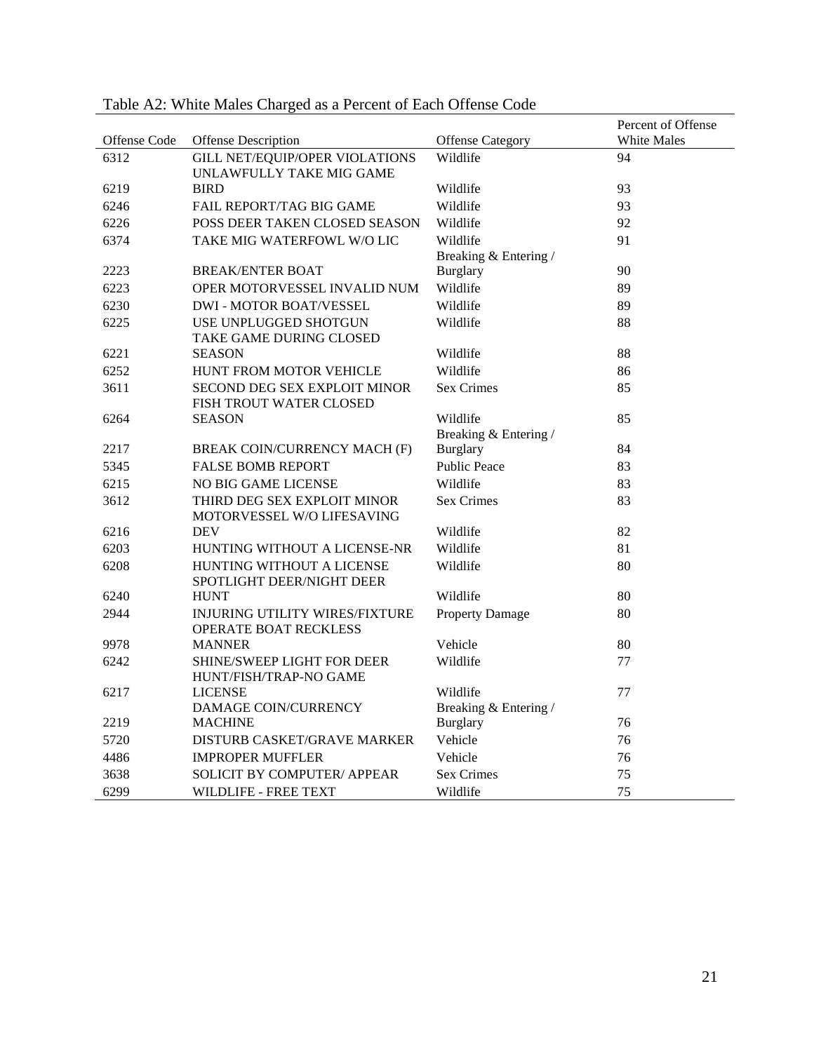Table A2: White Males Charged as a Percent of Each Offense Code

| Offense Code | Offense Description | Offense Category | Percent of Offense White Males |
|---|---|---|---|
| 6312 | GILL NET/EQUIP/OPER VIOLATIONS | Wildlife | 94 |
| 6219 | UNLAWFULLY TAKE MIG GAME BIRD | Wildlife | 93 |
| 6246 | FAIL REPORT/TAG BIG GAME | Wildlife | 93 |
| 6226 | POSS DEER TAKEN CLOSED SEASON | Wildlife | 92 |
| 6374 | TAKE MIG WATERFOWL W/O LIC | Wildlife | 91 |
| 2223 | BREAK/ENTER BOAT | Breaking & Entering / Burglary | 90 |
| 6223 | OPER MOTORVESSEL INVALID NUM | Wildlife | 89 |
| 6230 | DWI - MOTOR BOAT/VESSEL | Wildlife | 89 |
| 6225 | USE UNPLUGGED SHOTGUN | Wildlife | 88 |
| 6221 | TAKE GAME DURING CLOSED SEASON | Wildlife | 88 |
| 6252 | HUNT FROM MOTOR VEHICLE | Wildlife | 86 |
| 3611 | SECOND DEG SEX EXPLOIT MINOR | Sex Crimes | 85 |
| 6264 | FISH TROUT WATER CLOSED SEASON | Wildlife | 85 |
| 2217 | BREAK COIN/CURRENCY MACH (F) | Breaking & Entering / Burglary | 84 |
| 5345 | FALSE BOMB REPORT | Public Peace | 83 |
| 6215 | NO BIG GAME LICENSE | Wildlife | 83 |
| 3612 | THIRD DEG SEX EXPLOIT MINOR | Sex Crimes | 83 |
| 6216 | MOTORVESSEL W/O LIFESAVING DEV | Wildlife | 82 |
| 6203 | HUNTING WITHOUT A LICENSE-NR | Wildlife | 81 |
| 6208 | HUNTING WITHOUT A LICENSE | Wildlife | 80 |
| 6240 | SPOTLIGHT DEER/NIGHT DEER HUNT | Wildlife | 80 |
| 2944 | INJURING UTILITY WIRES/FIXTURE | Property Damage | 80 |
| 9978 | OPERATE BOAT RECKLESS MANNER | Vehicle | 80 |
| 6242 | SHINE/SWEEP LIGHT FOR DEER | Wildlife | 77 |
| 6217 | HUNT/FISH/TRAP-NO GAME LICENSE | Wildlife | 77 |
| 2219 | DAMAGE COIN/CURRENCY MACHINE | Breaking & Entering / Burglary | 76 |
| 5720 | DISTURB CASKET/GRAVE MARKER | Vehicle | 76 |
| 4486 | IMPROPER MUFFLER | Vehicle | 76 |
| 3638 | SOLICIT BY COMPUTER/ APPEAR | Sex Crimes | 75 |
| 6299 | WILDLIFE - FREE TEXT | Wildlife | 75 |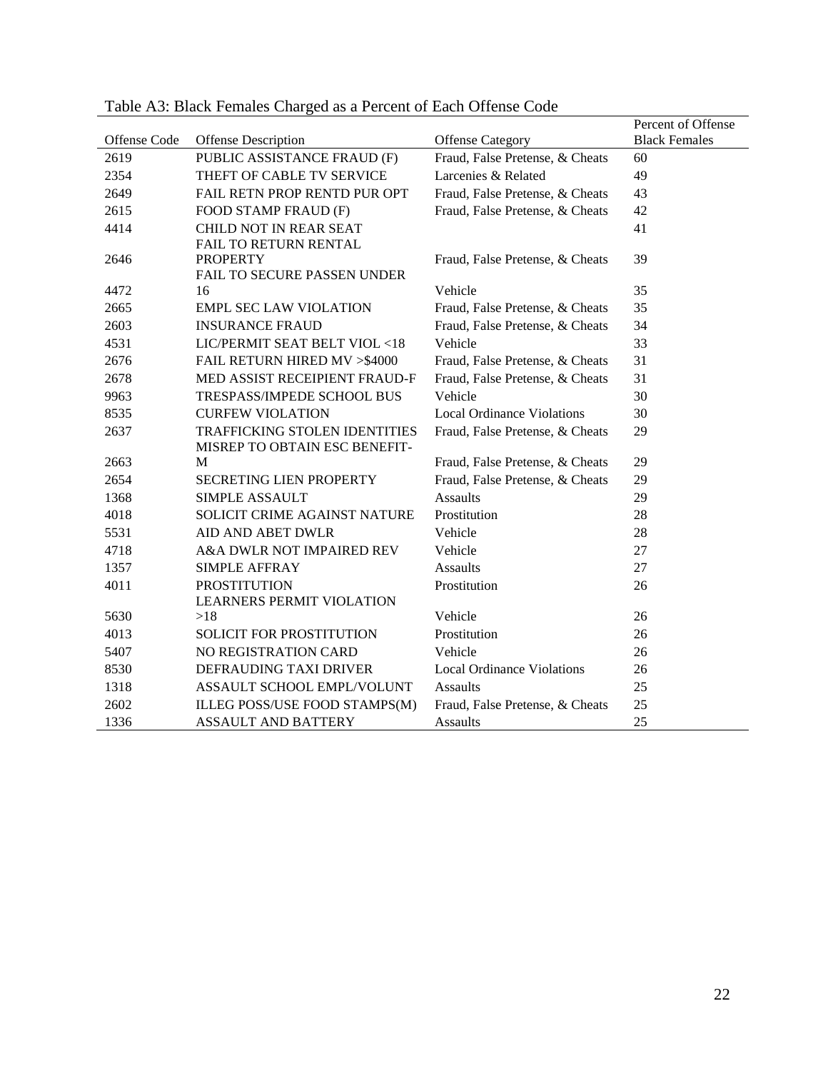Table A3: Black Females Charged as a Percent of Each Offense Code

| Offense Code | Offense Description | Offense Category | Percent of Offense Black Females |
|---|---|---|---|
| 2619 | PUBLIC ASSISTANCE FRAUD (F) | Fraud, False Pretense, & Cheats | 60 |
| 2354 | THEFT OF CABLE TV SERVICE | Larcenies & Related | 49 |
| 2649 | FAIL RETN PROP RENTD PUR OPT | Fraud, False Pretense, & Cheats | 43 |
| 2615 | FOOD STAMP FRAUD (F) | Fraud, False Pretense, & Cheats | 42 |
| 4414 | CHILD NOT IN REAR SEAT | | 41 |
| 2646 | FAIL TO RETURN RENTAL PROPERTY | Fraud, False Pretense, & Cheats | 39 |
| 4472 | FAIL TO SECURE PASSEN UNDER 16 | Vehicle | 35 |
| 2665 | EMPL SEC LAW VIOLATION | Fraud, False Pretense, & Cheats | 35 |
| 2603 | INSURANCE FRAUD | Fraud, False Pretense, & Cheats | 34 |
| 4531 | LIC/PERMIT SEAT BELT VIOL <18 | Vehicle | 33 |
| 2676 | FAIL RETURN HIRED MV >$4000 | Fraud, False Pretense, & Cheats | 31 |
| 2678 | MED ASSIST RECEIPIENT FRAUD-F | Fraud, False Pretense, & Cheats | 31 |
| 9963 | TRESPASS/IMPEDE SCHOOL BUS | Vehicle | 30 |
| 8535 | CURFEW VIOLATION | Local Ordinance Violations | 30 |
| 2637 | TRAFFICKING STOLEN IDENTITIES | Fraud, False Pretense, & Cheats | 29 |
| 2663 | MISREP TO OBTAIN ESC BENEFIT-M | Fraud, False Pretense, & Cheats | 29 |
| 2654 | SECRETING LIEN PROPERTY | Fraud, False Pretense, & Cheats | 29 |
| 1368 | SIMPLE ASSAULT | Assaults | 29 |
| 4018 | SOLICIT CRIME AGAINST NATURE | Prostitution | 28 |
| 5531 | AID AND ABET DWLR | Vehicle | 28 |
| 4718 | A&A DWLR NOT IMPAIRED REV | Vehicle | 27 |
| 1357 | SIMPLE AFFRAY | Assaults | 27 |
| 4011 | PROSTITUTION | Prostitution | 26 |
| 5630 | LEARNERS PERMIT VIOLATION >18 | Vehicle | 26 |
| 4013 | SOLICIT FOR PROSTITUTION | Prostitution | 26 |
| 5407 | NO REGISTRATION CARD | Vehicle | 26 |
| 8530 | DEFRAUDING TAXI DRIVER | Local Ordinance Violations | 26 |
| 1318 | ASSAULT SCHOOL EMPL/VOLUNT | Assaults | 25 |
| 2602 | ILLEG POSS/USE FOOD STAMPS(M) | Fraud, False Pretense, & Cheats | 25 |
| 1336 | ASSAULT AND BATTERY | Assaults | 25 |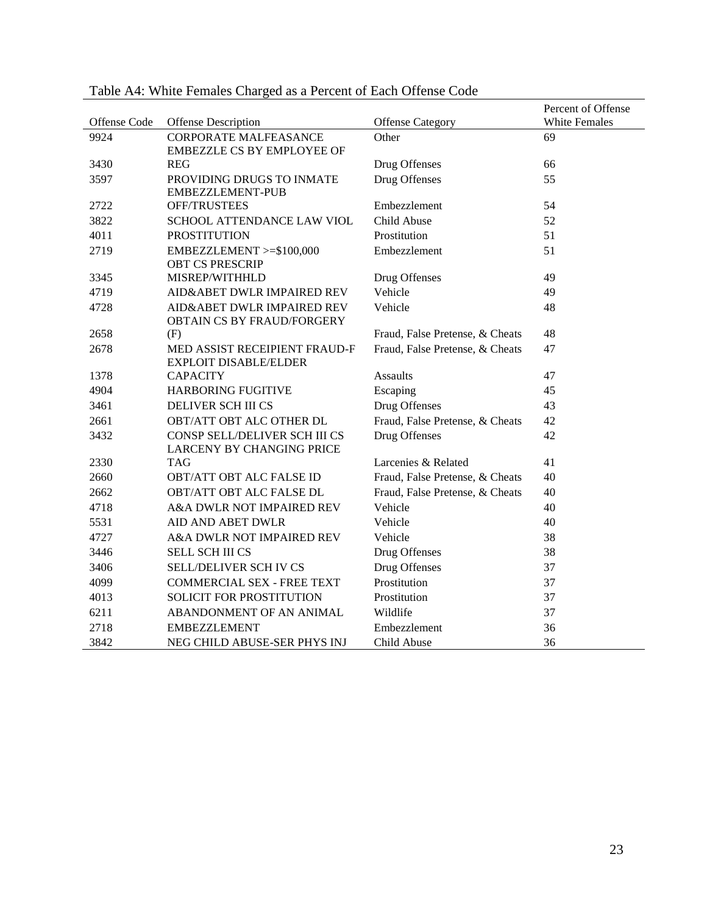Table A4: White Females Charged as a Percent of Each Offense Code

| Offense Code | Offense Description | Offense Category | Percent of Offense White Females |
|---|---|---|---|
| 9924 | CORPORATE MALFEASANCE | Other | 69 |
| 3430 | EMBEZZLE CS BY EMPLOYEE OF REG | Drug Offenses | 66 |
| 3597 | PROVIDING DRUGS TO INMATE | Drug Offenses | 55 |
| 2722 | EMBEZZLEMENT-PUB OFF/TRUSTEES | Embezzlement | 54 |
| 3822 | SCHOOL ATTENDANCE LAW VIOL | Child Abuse | 52 |
| 4011 | PROSTITUTION | Prostitution | 51 |
| 2719 | EMBEZZLEMENT >=$100,000 | Embezzlement | 51 |
| 3345 | OBT CS PRESCRIP MISREP/WITHHLD | Drug Offenses | 49 |
| 4719 | AID&ABET DWLR IMPAIRED REV | Vehicle | 49 |
| 4728 | AID&ABET DWLR IMPAIRED REV | Vehicle | 48 |
| 2658 | OBTAIN CS BY FRAUD/FORGERY (F) | Fraud, False Pretense, & Cheats | 48 |
| 2678 | MED ASSIST RECEIPIENT FRAUD-F | Fraud, False Pretense, & Cheats | 47 |
| 1378 | EXPLOIT DISABLE/ELDER CAPACITY | Assaults | 47 |
| 4904 | HARBORING FUGITIVE | Escaping | 45 |
| 3461 | DELIVER SCH III CS | Drug Offenses | 43 |
| 2661 | OBT/ATT OBT ALC OTHER DL | Fraud, False Pretense, & Cheats | 42 |
| 3432 | CONSP SELL/DELIVER SCH III CS | Drug Offenses | 42 |
| 2330 | LARCENY BY CHANGING PRICE TAG | Larcenies & Related | 41 |
| 2660 | OBT/ATT OBT ALC FALSE ID | Fraud, False Pretense, & Cheats | 40 |
| 2662 | OBT/ATT OBT ALC FALSE DL | Fraud, False Pretense, & Cheats | 40 |
| 4718 | A&A DWLR NOT IMPAIRED REV | Vehicle | 40 |
| 5531 | AID AND ABET DWLR | Vehicle | 40 |
| 4727 | A&A DWLR NOT IMPAIRED REV | Vehicle | 38 |
| 3446 | SELL SCH III CS | Drug Offenses | 38 |
| 3406 | SELL/DELIVER SCH IV CS | Drug Offenses | 37 |
| 4099 | COMMERCIAL SEX - FREE TEXT | Prostitution | 37 |
| 4013 | SOLICIT FOR PROSTITUTION | Prostitution | 37 |
| 6211 | ABANDONMENT OF AN ANIMAL | Wildlife | 37 |
| 2718 | EMBEZZLEMENT | Embezzlement | 36 |
| 3842 | NEG CHILD ABUSE-SER PHYS INJ | Child Abuse | 36 |